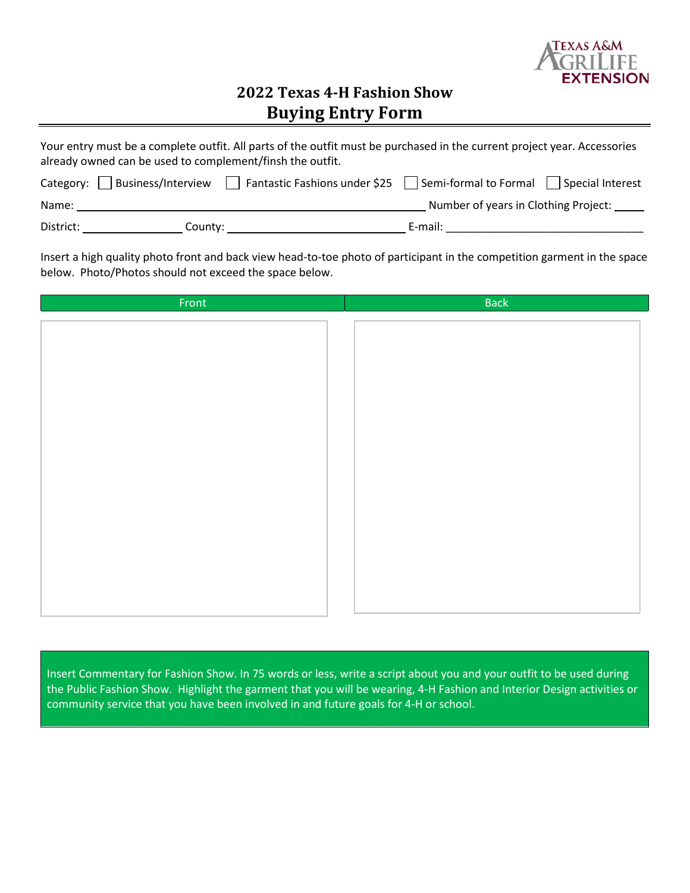# 2022 Texas 4-H Fashion Show
## Buying Entry Form

Your entry must be a complete outfit. All parts of the outfit must be purchased in the current project year. Accessories already owned can be used to complement/finsh the outfit.

Category: ☐ Business/Interview ☐ Fantastic Fashions under $25 ☐ Semi-formal to Formal ☐ Special Interest

Name: ________________________________________ Number of years in Clothing Project: _____

District: ______________ County: ________________________ E-mail: ______________________________

Insert a high quality photo front and back view head-to-toe photo of participant in the competition garment in the space below. Photo/Photos should not exceed the space below.

| Front | Back |
| --- | --- |
| | |

Insert Commentary for Fashion Show. In 75 words or less, write a script about you and your outfit to be used during the Public Fashion Show. Highlight the garment that you will be wearing, 4-H Fashion and Interior Design activities or community service that you have been involved in and future goals for 4-H or school.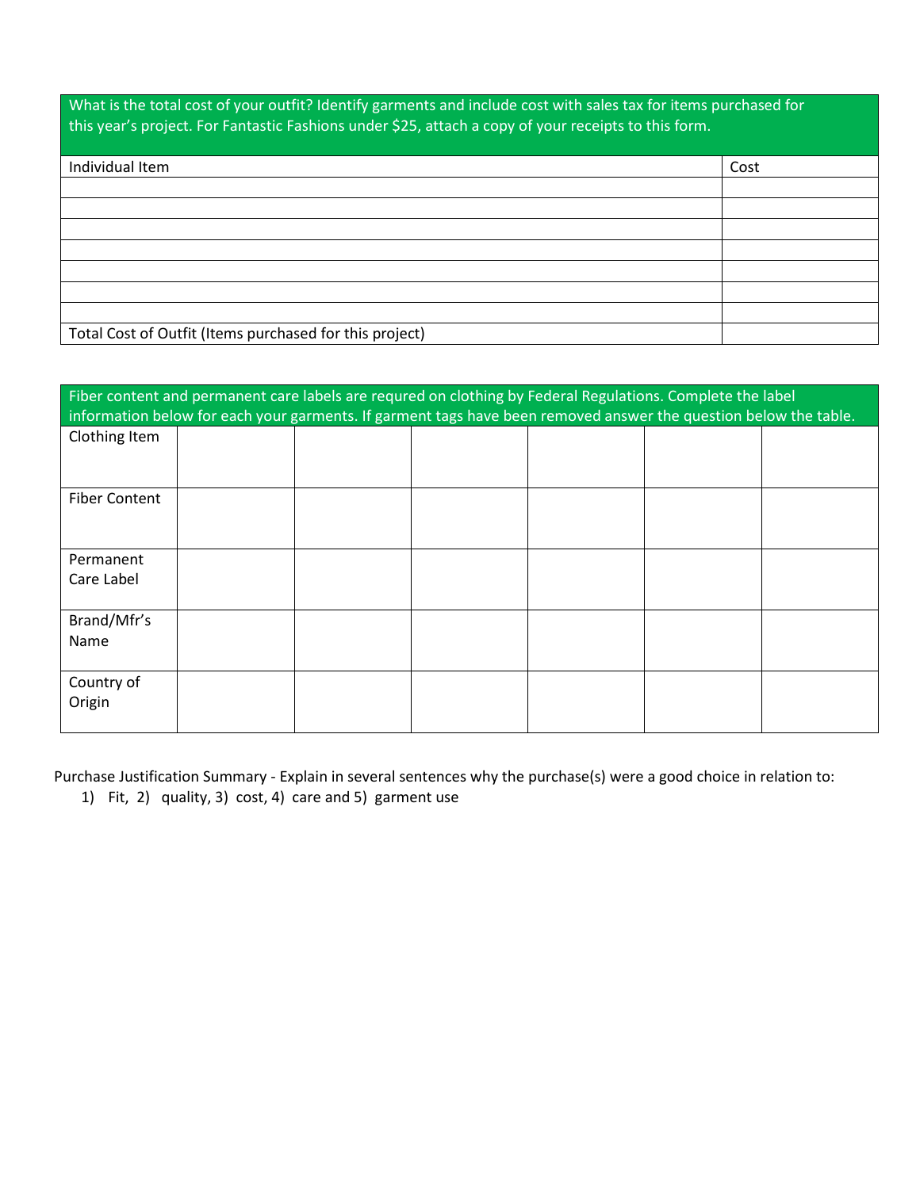What is the total cost of your outfit? Identify garments and include cost with sales tax for items purchased for this year's project. For Fantastic Fashions under $25, attach a copy of your receipts to this form.

| Individual Item | Cost |
|---|---|
| | |
| | |
| | |
| | |
| | |
| | |
| | |
| Total Cost of Outfit (Items purchased for this project) | |

Fiber content and permanent care labels are requred on clothing by Federal Regulations. Complete the label information below for each your garments. If garment tags have been removed answer the question below the table.

| | | | | | | |
|---|---|---|---|---|---|---|
| Clothing Item | | | | | | |
| Fiber Content | | | | | | |
| Permanent Care Label | | | | | | |
| Brand/Mfr's Name | | | | | | |
| Country of Origin | | | | | | |

Purchase Justification Summary - Explain in several sentences why the purchase(s) were a good choice in relation to:

1) Fit, 2) quality, 3) cost, 4) care and 5) garment use